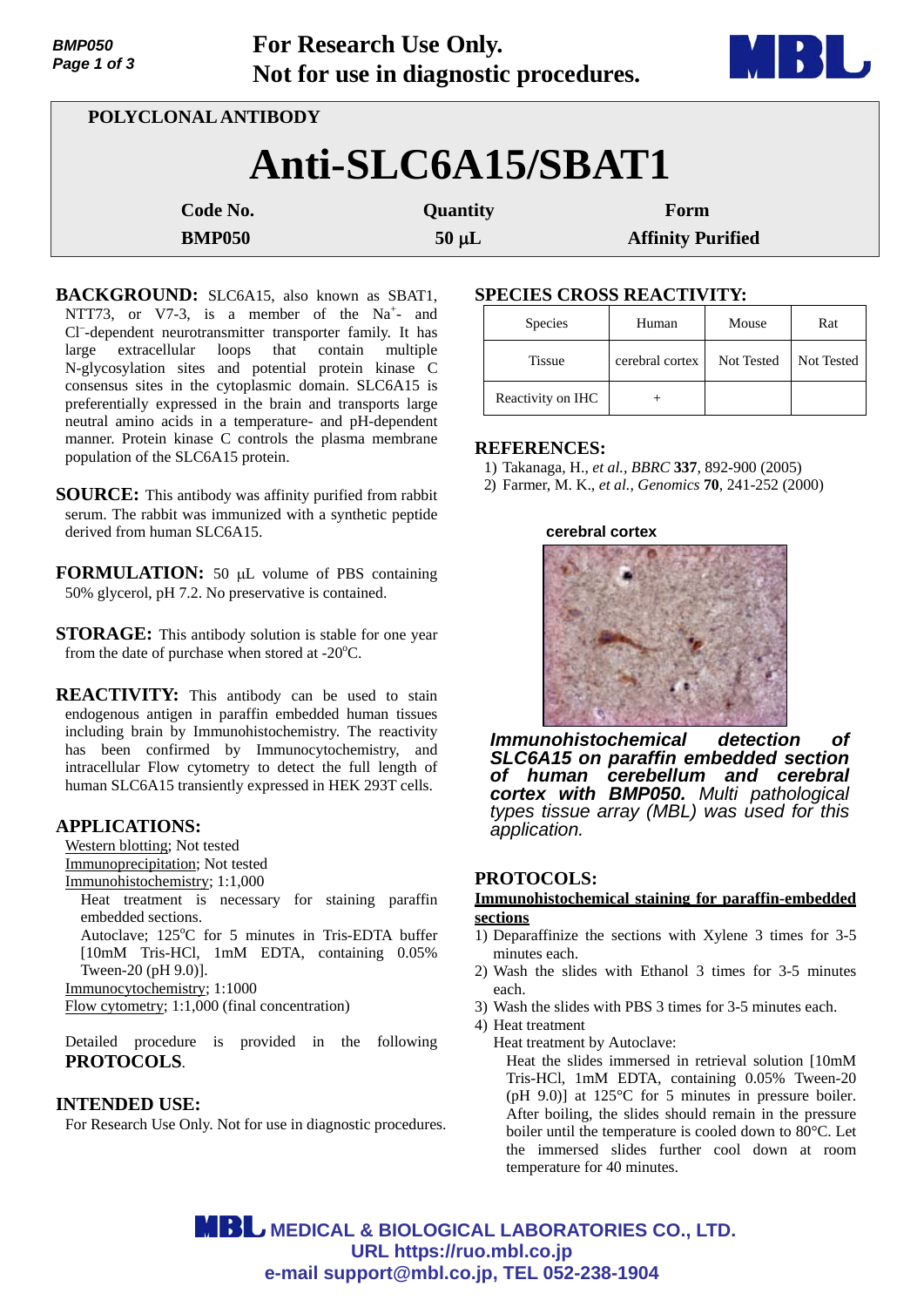For Research Use Only.
Not for use in diagnostic procedures.

POLYCLONAL ANTIBODY

# Anti-SLC6A15/SBAT1

| Code No. | Quantity | Form |
|---|---|---|
| BMP050 | 50 μL | Affinity Purified |

**BACKGROUND:** SLC6A15, also known as SBAT1, NTT73, or V7-3, is a member of the $Na^+$- and $Cl^-$-dependent neurotransmitter transporter family. It has large extracellular loops that contain multiple N-glycosylation sites and potential protein kinase C consensus sites in the cytoplasmic domain. SLC6A15 is preferentially expressed in the brain and transports large neutral amino acids in a temperature- and pH-dependent manner. Protein kinase C controls the plasma membrane population of the SLC6A15 protein.

**SOURCE:** This antibody was affinity purified from rabbit serum. The rabbit was immunized with a synthetic peptide derived from human SLC6A15.

**FORMULATION:** 50 μL volume of PBS containing 50% glycerol, pH 7.2. No preservative is contained.

**STORAGE:** This antibody solution is stable for one year from the date of purchase when stored at -20°C.

**REACTIVITY:** This antibody can be used to stain endogenous antigen in paraffin embedded human tissues including brain by Immunohistochemistry. The reactivity has been confirmed by Immunocytochemistry, and intracellular Flow cytometry to detect the full length of human SLC6A15 transiently expressed in HEK 293T cells.

**APPLICATIONS:**

Western blotting; Not tested
Immunoprecipitation; Not tested
Immunohistochemistry; 1:1,000
Heat treatment is necessary for staining paraffin embedded sections.
Autoclave; 125°C for 5 minutes in Tris-EDTA buffer [10mM Tris-HCl, 1mM EDTA, containing 0.05% Tween-20 (pH 9.0)].
Immunocytochemistry; 1:1000
Flow cytometry; 1:1,000 (final concentration)

Detailed procedure is provided in the following **PROTOCOLS**.

**INTENDED USE:**

For Research Use Only. Not for use in diagnostic procedures.

**SPECIES CROSS REACTIVITY:**

| Species | Human | Mouse | Rat |
|---|---|---|---|
| Tissue | cerebral cortex | Not Tested | Not Tested |
| Reactivity on IHC | + | | |

**REFERENCES:**

1) Takanaga, H., *et al., BBRC* **337**, 892-900 (2005)
2) Farmer, M. K., *et al., Genomics* **70**, 241-252 (2000)

cerebral cortex

***Immunohistochemical detection of SLC6A15 on paraffin embedded section of human cerebellum and cerebral cortex with BMP050.*** *Multi pathological types tissue array (MBL) was used for this application.*

**PROTOCOLS:**

**Immunohistochemical staining for paraffin-embedded sections**

1) Deparaffinize the sections with Xylene 3 times for 3-5 minutes each.
2) Wash the slides with Ethanol 3 times for 3-5 minutes each.
3) Wash the slides with PBS 3 times for 3-5 minutes each.
4) Heat treatment
   Heat treatment by Autoclave:
   Heat the slides immersed in retrieval solution [10mM Tris-HCl, 1mM EDTA, containing 0.05% Tween-20 (pH 9.0)] at 125°C for 5 minutes in pressure boiler. After boiling, the slides should remain in the pressure boiler until the temperature is cooled down to 80°C. Let the immersed slides further cool down at room temperature for 40 minutes.

MEDICAL & BIOLOGICAL LABORATORIES CO., LTD.
URL https://ruo.mbl.co.jp
e-mail support@mbl.co.jp, TEL 052-238-1904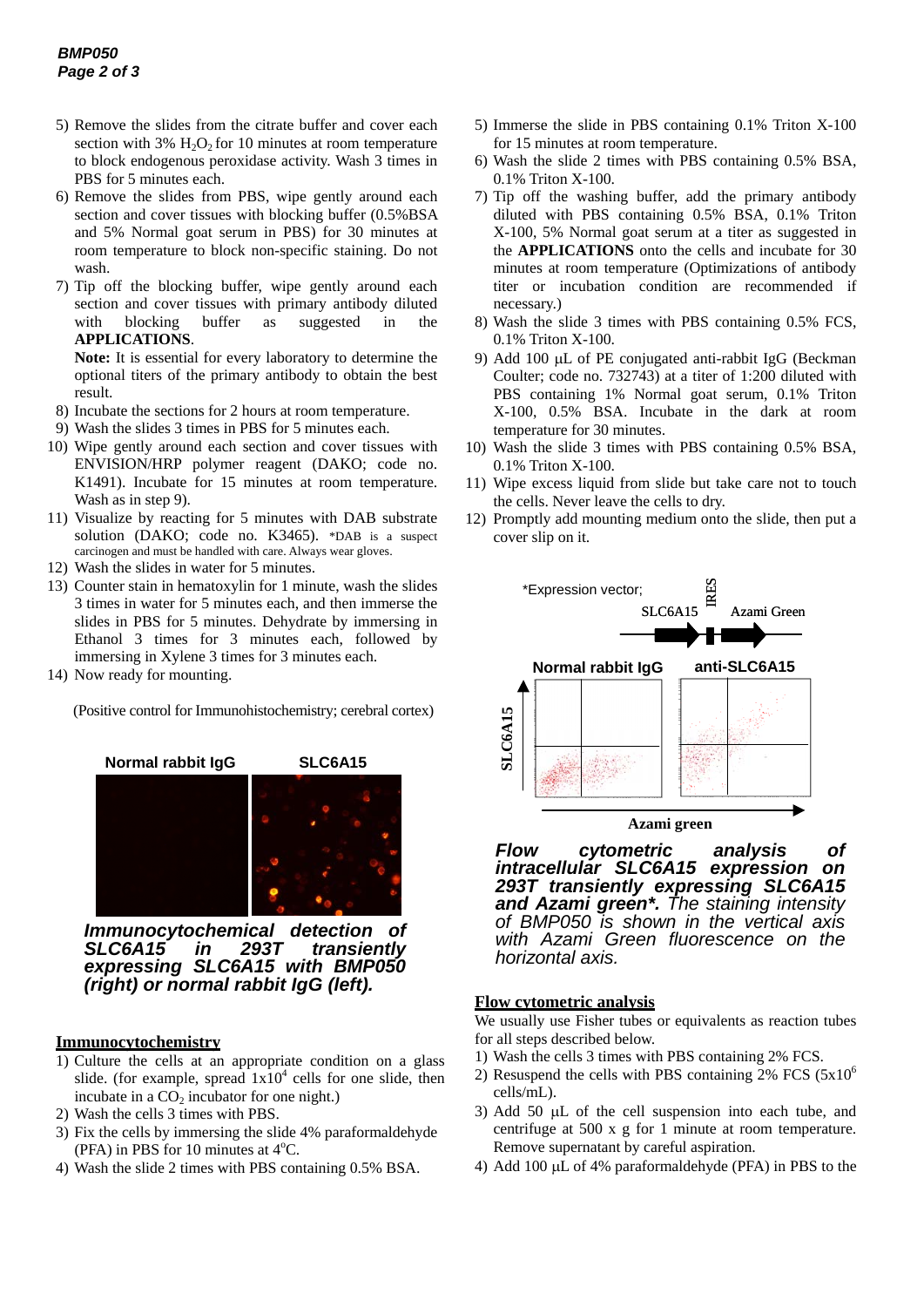5) Remove the slides from the citrate buffer and cover each section with 3% $H_2O_2$ for 10 minutes at room temperature to block endogenous peroxidase activity. Wash 3 times in PBS for 5 minutes each.
6) Remove the slides from PBS, wipe gently around each section and cover tissues with blocking buffer (0.5%BSA and 5% Normal goat serum in PBS) for 30 minutes at room temperature to block non-specific staining. Do not wash.
7) Tip off the blocking buffer, wipe gently around each section and cover tissues with primary antibody diluted with blocking buffer as suggested in the **APPLICATIONS**.
   **Note:** It is essential for every laboratory to determine the optional titers of the primary antibody to obtain the best result.
8) Incubate the sections for 2 hours at room temperature.
9) Wash the slides 3 times in PBS for 5 minutes each.
10) Wipe gently around each section and cover tissues with ENVISION/HRP polymer reagent (DAKO; code no. K1491). Incubate for 15 minutes at room temperature. Wash as in step 9).
11) Visualize by reacting for 5 minutes with DAB substrate solution (DAKO; code no. K3465). *DAB is a suspect carcinogen and must be handled with care. Always wear gloves.
12) Wash the slides in water for 5 minutes.
13) Counter stain in hematoxylin for 1 minute, wash the slides 3 times in water for 5 minutes each, and then immerse the slides in PBS for 5 minutes. Dehydrate by immersing in Ethanol 3 times for 3 minutes each, followed by immersing in Xylene 3 times for 3 minutes each.
14) Now ready for mounting.

(Positive control for Immunohistochemistry; cerebral cortex)

Normal rabbit IgG SLC6A15

***Immunocytochemical detection of SLC6A15 in 293T transiently expressing SLC6A15 with BMP050 (right) or normal rabbit IgG (left).***

## Immunocytochemistry

1) Culture the cells at an appropriate condition on a glass slide. (for example, spread $1x10^4$ cells for one slide, then incubate in a $CO_2$ incubator for one night.)
2) Wash the cells 3 times with PBS.
3) Fix the cells by immersing the slide 4% paraformaldehyde (PFA) in PBS for 10 minutes at 4°C.
4) Wash the slide 2 times with PBS containing 0.5% BSA.
5) Immerse the slide in PBS containing 0.1% Triton X-100 for 15 minutes at room temperature.
6) Wash the slide 2 times with PBS containing 0.5% BSA, 0.1% Triton X-100.
7) Tip off the washing buffer, add the primary antibody diluted with PBS containing 0.5% BSA, 0.1% Triton X-100, 5% Normal goat serum at a titer as suggested in the **APPLICATIONS** onto the cells and incubate for 30 minutes at room temperature (Optimizations of antibody titer or incubation condition are recommended if necessary.)
8) Wash the slide 3 times with PBS containing 0.5% FCS, 0.1% Triton X-100.
9) Add 100 µL of PE conjugated anti-rabbit IgG (Beckman Coulter; code no. 732743) at a titer of 1:200 diluted with PBS containing 1% Normal goat serum, 0.1% Triton X-100, 0.5% BSA. Incubate in the dark at room temperature for 30 minutes.
10) Wash the slide 3 times with PBS containing 0.5% BSA, 0.1% Triton X-100.
11) Wipe excess liquid from slide but take care not to touch the cells. Never leave the cells to dry.
12) Promptly add mounting medium onto the slide, then put a cover slip on it.

*Expression vector; SLC6A15 IRES Azami Green

Normal rabbit IgG anti-SLC6A15

SLC6A15 / Azami green

***Flow cytometric analysis of intracellular SLC6A15 expression on 293T transiently expressing SLC6A15 and Azami green\*.*** *The staining intensity of BMP050 is shown in the vertical axis with Azami Green fluorescence on the horizontal axis.*

## Flow cytometric analysis

We usually use Fisher tubes or equivalents as reaction tubes for all steps described below.

1) Wash the cells 3 times with PBS containing 2% FCS.
2) Resuspend the cells with PBS containing 2% FCS ($5x10^6$ cells/mL).
3) Add 50 µL of the cell suspension into each tube, and centrifuge at 500 x g for 1 minute at room temperature. Remove supernatant by careful aspiration.
4) Add 100 µL of 4% paraformaldehyde (PFA) in PBS to the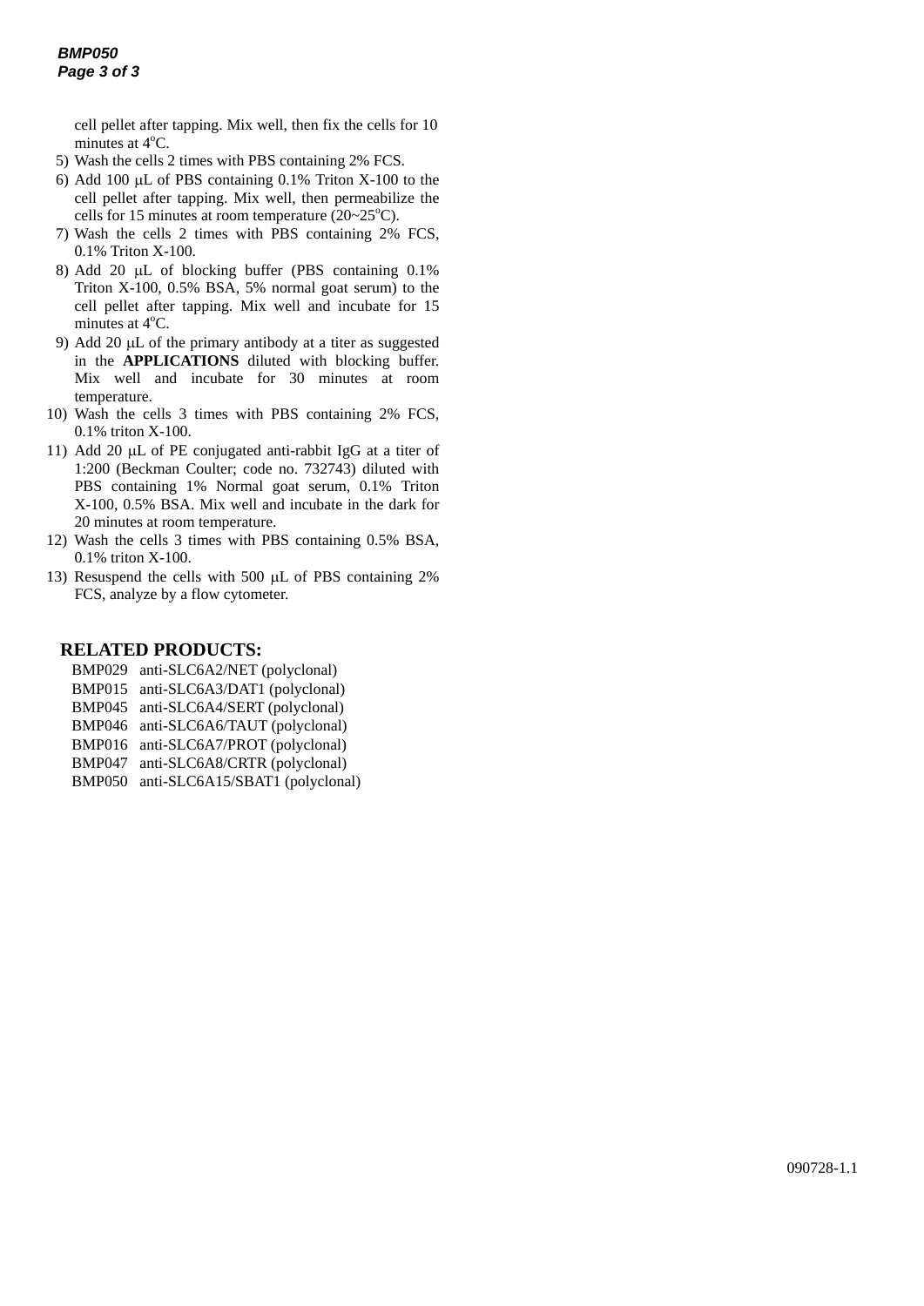cell pellet after tapping. Mix well, then fix the cells for 10 minutes at 4°C.

5) Wash the cells 2 times with PBS containing 2% FCS.
6) Add 100 μL of PBS containing 0.1% Triton X-100 to the cell pellet after tapping. Mix well, then permeabilize the cells for 15 minutes at room temperature (20~25°C).
7) Wash the cells 2 times with PBS containing 2% FCS, 0.1% Triton X-100.
8) Add 20 μL of blocking buffer (PBS containing 0.1% Triton X-100, 0.5% BSA, 5% normal goat serum) to the cell pellet after tapping. Mix well and incubate for 15 minutes at 4°C.
9) Add 20 μL of the primary antibody at a titer as suggested in the **APPLICATIONS** diluted with blocking buffer. Mix well and incubate for 30 minutes at room temperature.
10) Wash the cells 3 times with PBS containing 2% FCS, 0.1% triton X-100.
11) Add 20 μL of PE conjugated anti-rabbit IgG at a titer of 1:200 (Beckman Coulter; code no. 732743) diluted with PBS containing 1% Normal goat serum, 0.1% Triton X-100, 0.5% BSA. Mix well and incubate in the dark for 20 minutes at room temperature.
12) Wash the cells 3 times with PBS containing 0.5% BSA, 0.1% triton X-100.
13) Resuspend the cells with 500 μL of PBS containing 2% FCS, analyze by a flow cytometer.

## RELATED PRODUCTS:

| | |
|---|---|
| BMP029 | anti-SLC6A2/NET (polyclonal) |
| BMP015 | anti-SLC6A3/DAT1 (polyclonal) |
| BMP045 | anti-SLC6A4/SERT (polyclonal) |
| BMP046 | anti-SLC6A6/TAUT (polyclonal) |
| BMP016 | anti-SLC6A7/PROT (polyclonal) |
| BMP047 | anti-SLC6A8/CRTR (polyclonal) |
| BMP050 | anti-SLC6A15/SBAT1 (polyclonal) |

090728-1.1